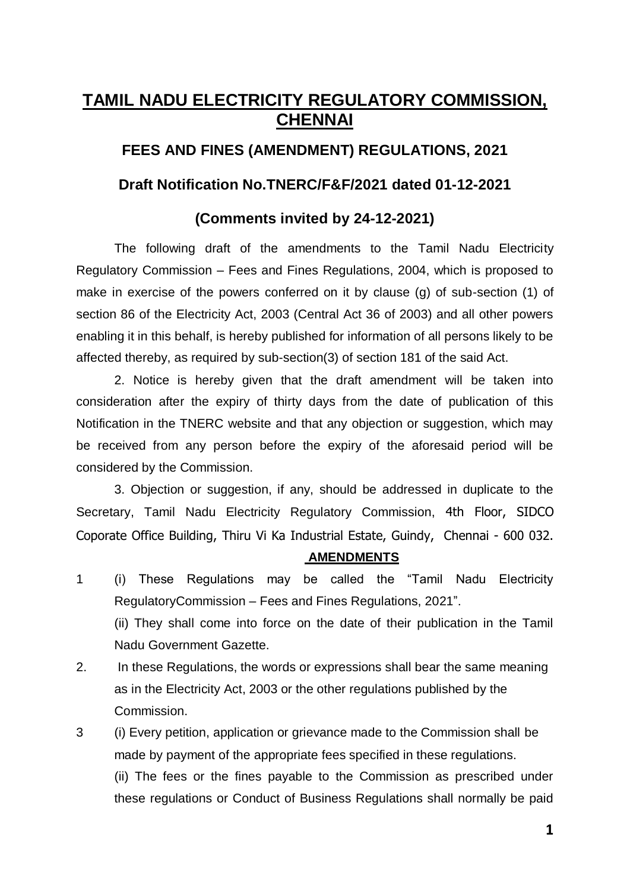# TAMIL NADU ELECTRICITY REGULATORY COMMISSION, CHENNAI

## FEES AND FINES (AMENDMENT) REGULATIONS, 2021

### Draft Notification No.TNERC/F&F/2021 dated 01-12-2021

### (Comments invited by 24-12-2021)

The following draft of the amendments to the Tamil Nadu Electricity Regulatory Commission – Fees and Fines Regulations, 2004, which is proposed to make in exercise of the powers conferred on it by clause (g) of sub-section (1) of section 86 of the Electricity Act, 2003 (Central Act 36 of 2003) and all other powers enabling it in this behalf, is hereby published for information of all persons likely to be affected thereby, as required by sub-section(3) of section 181 of the said Act.

2. Notice is hereby given that the draft amendment will be taken into consideration after the expiry of thirty days from the date of publication of this Notification in the TNERC website and that any objection or suggestion, which may be received from any person before the expiry of the aforesaid period will be considered by the Commission.

3. Objection or suggestion, if any, should be addressed in duplicate to the Secretary, Tamil Nadu Electricity Regulatory Commission, 4th Floor, SIDCO Coporate Office Building, Thiru Vi Ka Industrial Estate, Guindy, Chennai - 600 032.

**AMENDMENTS**

1 (i) These Regulations may be called the "Tamil Nadu Electricity RegulatoryCommission – Fees and Fines Regulations, 2021".

(ii) They shall come into force on the date of their publication in the Tamil Nadu Government Gazette.

2. In these Regulations, the words or expressions shall bear the same meaning as in the Electricity Act, 2003 or the other regulations published by the Commission.

3 (i) Every petition, application or grievance made to the Commission shall be made by payment of the appropriate fees specified in these regulations.

(ii) The fees or the fines payable to the Commission as prescribed under these regulations or Conduct of Business Regulations shall normally be paid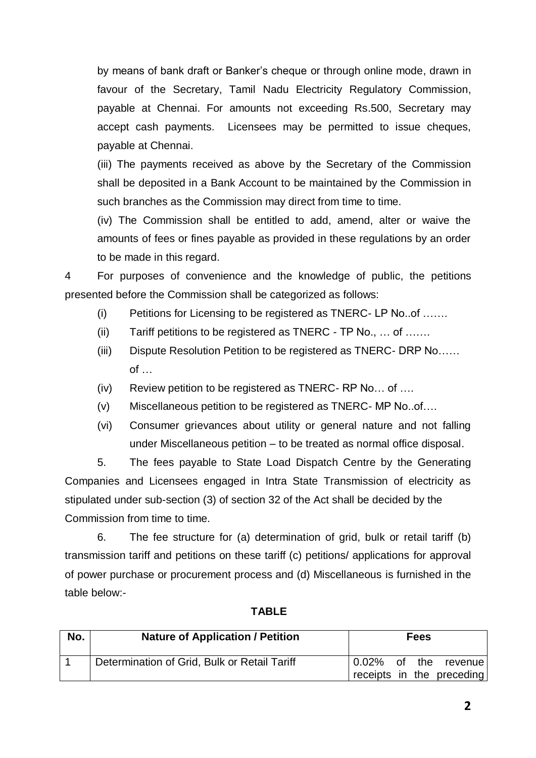by means of bank draft or Banker's cheque or through online mode, drawn in favour of the Secretary, Tamil Nadu Electricity Regulatory Commission, payable at Chennai. For amounts not exceeding Rs.500, Secretary may accept cash payments. Licensees may be permitted to issue cheques, payable at Chennai.

(iii) The payments received as above by the Secretary of the Commission shall be deposited in a Bank Account to be maintained by the Commission in such branches as the Commission may direct from time to time.

(iv) The Commission shall be entitled to add, amend, alter or waive the amounts of fees or fines payable as provided in these regulations by an order to be made in this regard.

4 For purposes of convenience and the knowledge of public, the petitions presented before the Commission shall be categorized as follows:

(i) Petitions for Licensing to be registered as TNERC- LP No..of …….

(ii) Tariff petitions to be registered as TNERC - TP No., … of …….

(iii) Dispute Resolution Petition to be registered as TNERC- DRP No…… of …

(iv) Review petition to be registered as TNERC- RP No… of ….

(v) Miscellaneous petition to be registered as TNERC- MP No..of….

(vi) Consumer grievances about utility or general nature and not falling under Miscellaneous petition – to be treated as normal office disposal.

5. The fees payable to State Load Dispatch Centre by the Generating Companies and Licensees engaged in Intra State Transmission of electricity as stipulated under sub-section (3) of section 32 of the Act shall be decided by the Commission from time to time.

6. The fee structure for (a) determination of grid, bulk or retail tariff (b) transmission tariff and petitions on these tariff (c) petitions/ applications for approval of power purchase or procurement process and (d) Miscellaneous is furnished in the table below:-

**TABLE**

| No. | Nature of Application / Petition | Fees |
|---|---|---|
| 1 | Determination of Grid, Bulk or Retail Tariff | 0.02% of the revenue receipts in the preceding |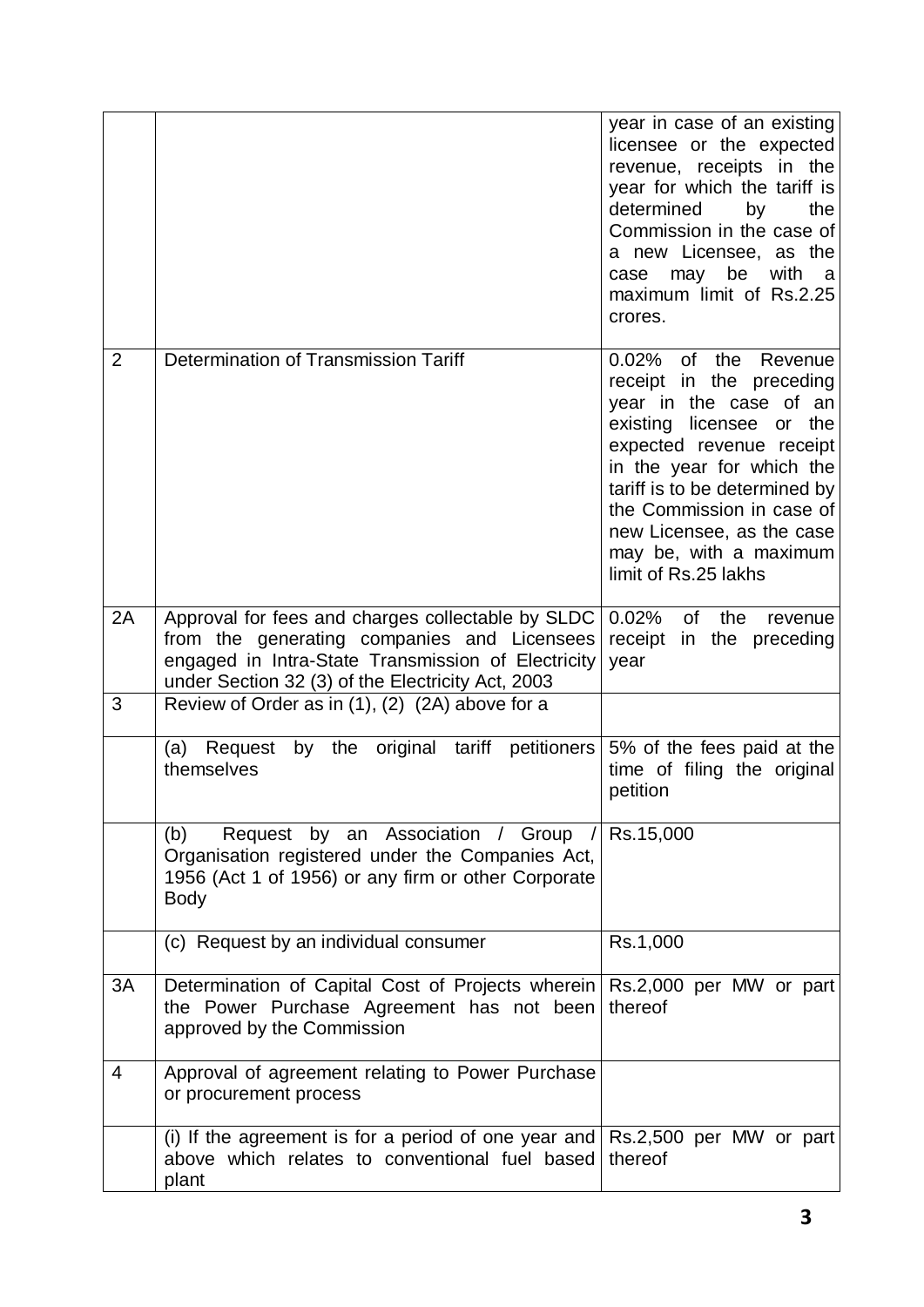| | | |
|---|---|---|
| | | year in case of an existing licensee or the expected revenue, receipts in the year for which the tariff is determined by the Commission in the case of a new Licensee, as the case may be with a maximum limit of Rs.2.25 crores. |
| 2 | Determination of Transmission Tariff | 0.02% of the Revenue receipt in the preceding year in the case of an existing licensee or the expected revenue receipt in the year for which the tariff is to be determined by the Commission in case of new Licensee, as the case may be, with a maximum limit of Rs.25 lakhs |
| 2A | Approval for fees and charges collectable by SLDC from the generating companies and Licensees engaged in Intra-State Transmission of Electricity under Section 32 (3) of the Electricity Act, 2003 | 0.02% of the revenue receipt in the preceding year |
| 3 | Review of Order as in (1), (2) (2A) above for a | |
| | (a) Request by the original tariff petitioners themselves | 5% of the fees paid at the time of filing the original petition |
| | (b) Request by an Association / Group / Organisation registered under the Companies Act, 1956 (Act 1 of 1956) or any firm or other Corporate Body | Rs.15,000 |
| | (c) Request by an individual consumer | Rs.1,000 |
| 3A | Determination of Capital Cost of Projects wherein the Power Purchase Agreement has not been approved by the Commission | Rs.2,000 per MW or part thereof |
| 4 | Approval of agreement relating to Power Purchase or procurement process | |
| | (i) If the agreement is for a period of one year and above which relates to conventional fuel based plant | Rs.2,500 per MW or part thereof |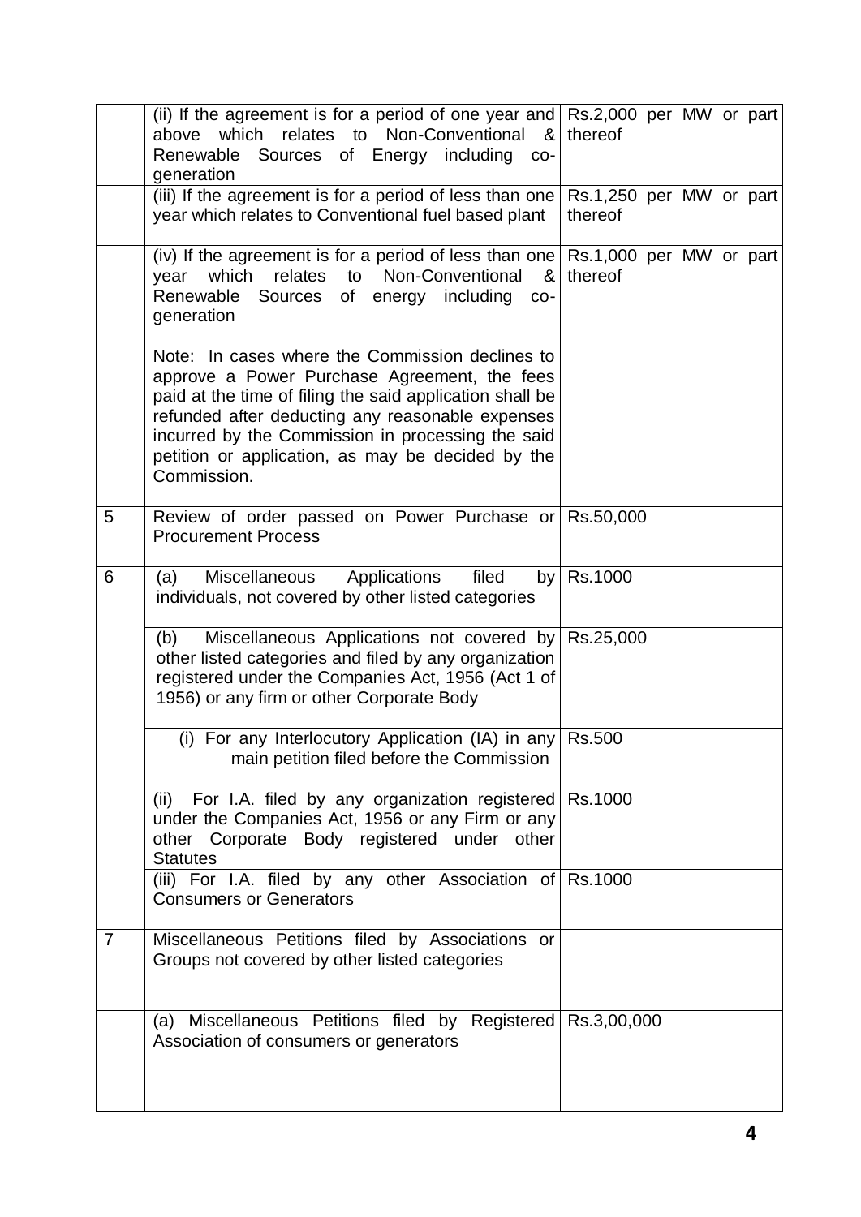| | | |
|---|---|---|
| | (ii) If the agreement is for a period of one year and above which relates to Non-Conventional & Renewable Sources of Energy including co-generation | Rs.2,000 per MW or part thereof |
| | (iii) If the agreement is for a period of less than one year which relates to Conventional fuel based plant | Rs.1,250 per MW or part thereof |
| | (iv) If the agreement is for a period of less than one year which relates to Non-Conventional & Renewable Sources of energy including co-generation | Rs.1,000 per MW or part thereof |
| | Note: In cases where the Commission declines to approve a Power Purchase Agreement, the fees paid at the time of filing the said application shall be refunded after deducting any reasonable expenses incurred by the Commission in processing the said petition or application, as may be decided by the Commission. | |
| 5 | Review of order passed on Power Purchase or Procurement Process | Rs.50,000 |
| 6 | (a) Miscellaneous Applications filed by individuals, not covered by other listed categories | Rs.1000 |
| | (b) Miscellaneous Applications not covered by other listed categories and filed by any organization registered under the Companies Act, 1956 (Act 1 of 1956) or any firm or other Corporate Body | Rs.25,000 |
| | (i) For any Interlocutory Application (IA) in any main petition filed before the Commission | Rs.500 |
| | (ii) For I.A. filed by any organization registered under the Companies Act, 1956 or any Firm or any other Corporate Body registered under other Statutes | Rs.1000 |
| | (iii) For I.A. filed by any other Association of Consumers or Generators | Rs.1000 |
| 7 | Miscellaneous Petitions filed by Associations or Groups not covered by other listed categories | |
| | (a) Miscellaneous Petitions filed by Registered Association of consumers or generators | Rs.3,00,000 |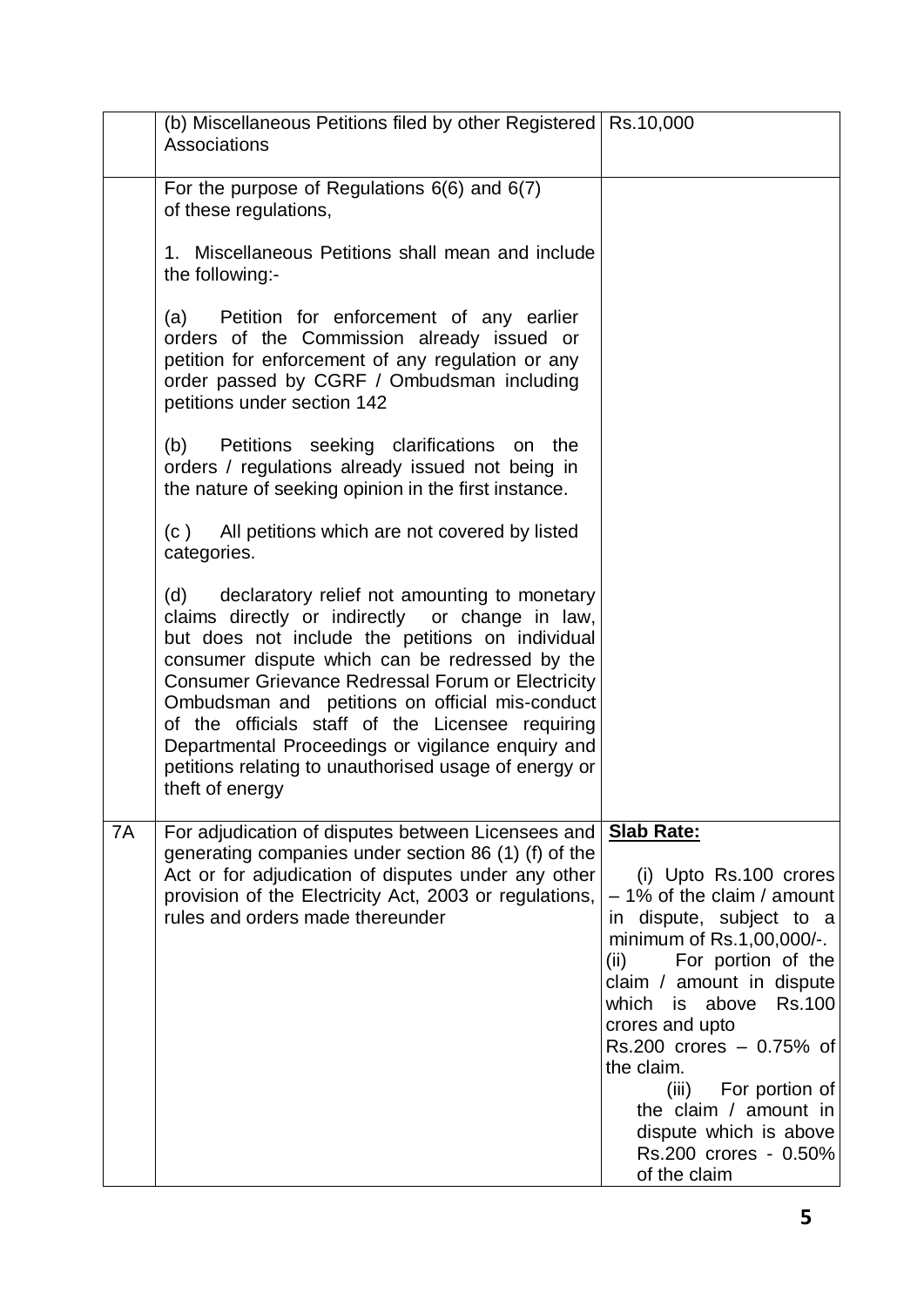| | | |
|---|---|---|
| | (b) Miscellaneous Petitions filed by other Registered Associations | Rs.10,000 |
| | For the purpose of Regulations 6(6) and 6(7) of these regulations,<br><br>1. Miscellaneous Petitions shall mean and include the following:-<br><br>(a) Petition for enforcement of any earlier orders of the Commission already issued or petition for enforcement of any regulation or any order passed by CGRF / Ombudsman including petitions under section 142<br><br>(b) Petitions seeking clarifications on the orders / regulations already issued not being in the nature of seeking opinion in the first instance.<br><br>(c ) All petitions which are not covered by listed categories.<br><br>(d) declaratory relief not amounting to monetary claims directly or indirectly or change in law, but does not include the petitions on individual consumer dispute which can be redressed by the Consumer Grievance Redressal Forum or Electricity Ombudsman and petitions on official mis-conduct of the officials staff of the Licensee requiring Departmental Proceedings or vigilance enquiry and petitions relating to unauthorised usage of energy or theft of energy | |
| 7A | For adjudication of disputes between Licensees and generating companies under section 86 (1) (f) of the Act or for adjudication of disputes under any other provision of the Electricity Act, 2003 or regulations, rules and orders made thereunder | **Slab Rate:**<br><br>(i) Upto Rs.100 crores – 1% of the claim / amount in dispute, subject to a minimum of Rs.1,00,000/-.<br>(ii) For portion of the claim / amount in dispute which is above Rs.100 crores and upto Rs.200 crores – 0.75% of the claim.<br>(iii) For portion of the claim / amount in dispute which is above Rs.200 crores - 0.50% of the claim |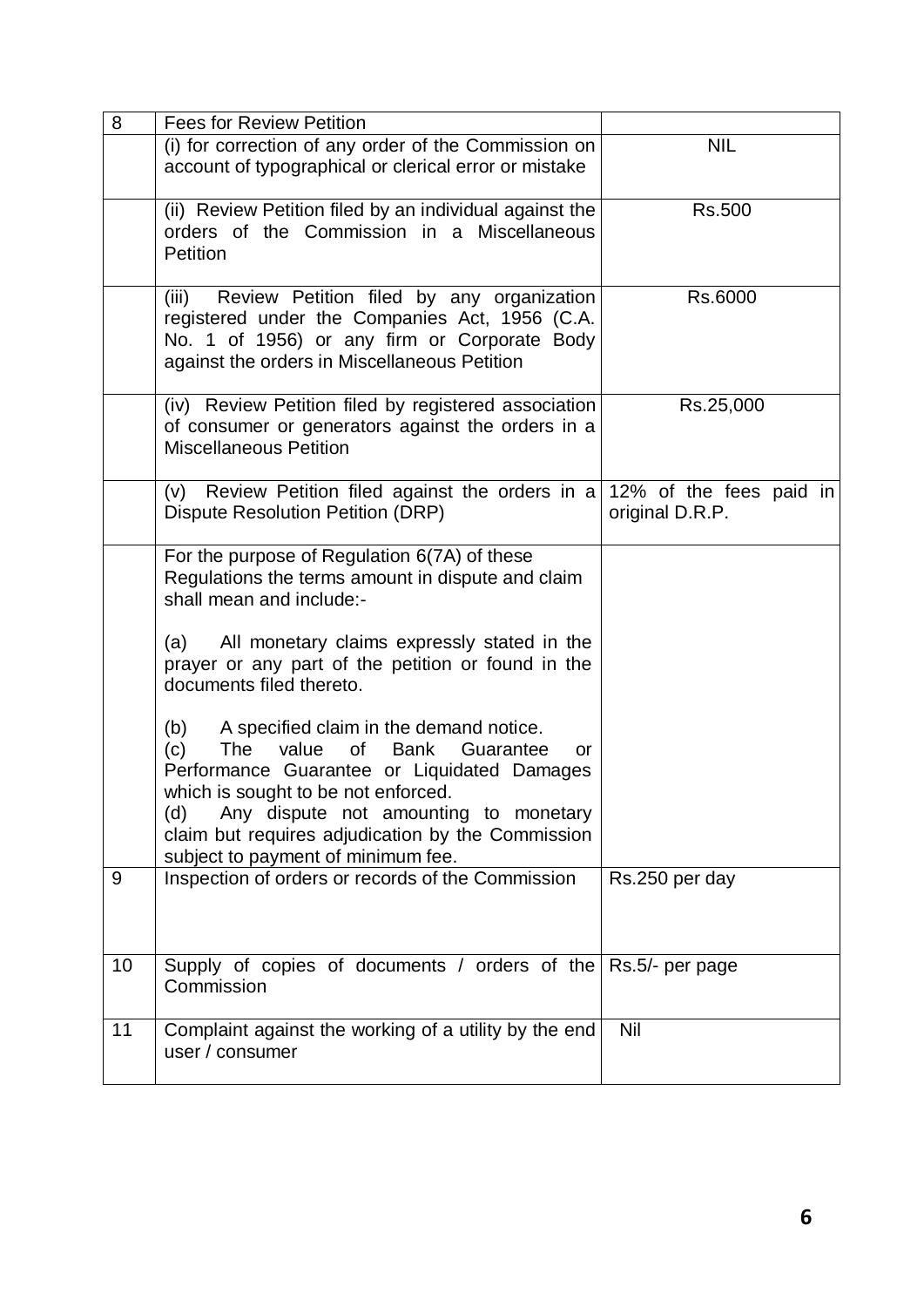| 8 | Fees for Review Petition | |
|---|---|---|
| | (i) for correction of any order of the Commission on account of typographical or clerical error or mistake | NIL |
| | (ii) Review Petition filed by an individual against the orders of the Commission in a Miscellaneous Petition | Rs.500 |
| | (iii) Review Petition filed by any organization registered under the Companies Act, 1956 (C.A. No. 1 of 1956) or any firm or Corporate Body against the orders in Miscellaneous Petition | Rs.6000 |
| | (iv) Review Petition filed by registered association of consumer or generators against the orders in a Miscellaneous Petition | Rs.25,000 |
| | (v) Review Petition filed against the orders in a Dispute Resolution Petition (DRP) | 12% of the fees paid in original D.R.P. |
| | For the purpose of Regulation 6(7A) of these Regulations the terms amount in dispute and claim shall mean and include:-<br><br>(a) All monetary claims expressly stated in the prayer or any part of the petition or found in the documents filed thereto.<br><br>(b) A specified claim in the demand notice.<br>(c) The value of Bank Guarantee or Performance Guarantee or Liquidated Damages which is sought to be not enforced.<br>(d) Any dispute not amounting to monetary claim but requires adjudication by the Commission subject to payment of minimum fee. | |
| 9 | Inspection of orders or records of the Commission | Rs.250 per day |
| 10 | Supply of copies of documents / orders of the Commission | Rs.5/- per page |
| 11 | Complaint against the working of a utility by the end user / consumer | Nil |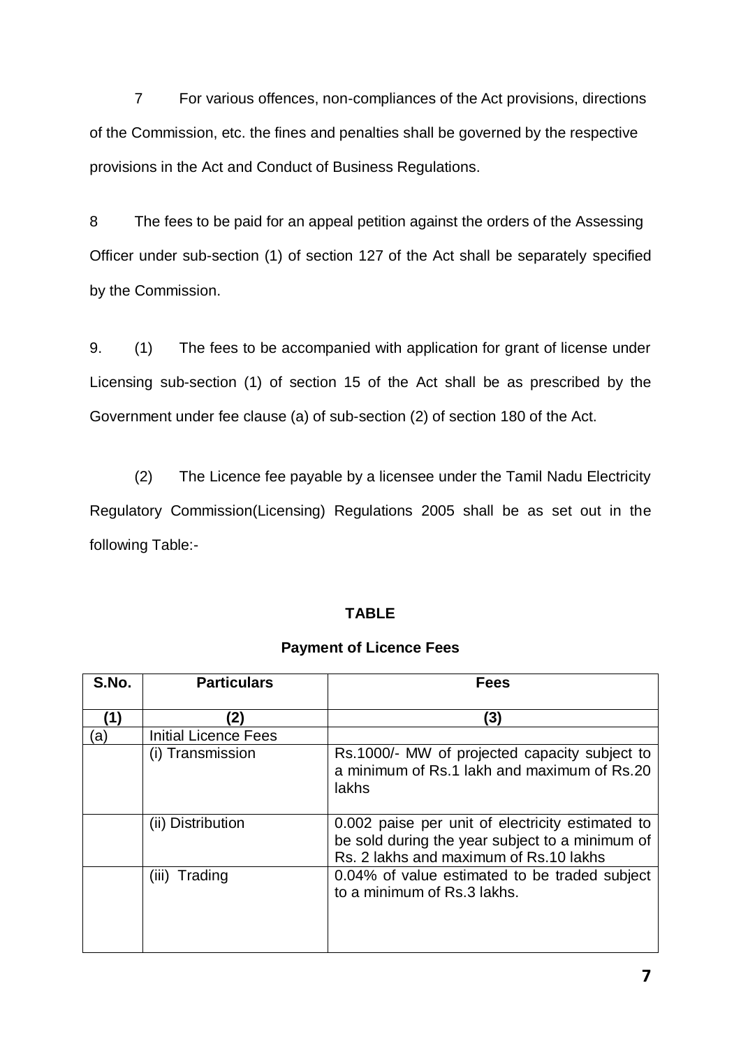7 For various offences, non-compliances of the Act provisions, directions of the Commission, etc. the fines and penalties shall be governed by the respective provisions in the Act and Conduct of Business Regulations.

8 The fees to be paid for an appeal petition against the orders of the Assessing Officer under sub-section (1) of section 127 of the Act shall be separately specified by the Commission.

9. (1) The fees to be accompanied with application for grant of license under Licensing sub-section (1) of section 15 of the Act shall be as prescribed by the Government under fee clause (a) of sub-section (2) of section 180 of the Act.

(2) The Licence fee payable by a licensee under the Tamil Nadu Electricity Regulatory Commission(Licensing) Regulations 2005 shall be as set out in the following Table:-

**TABLE**

**Payment of Licence Fees**

| S.No. | Particulars | Fees |
|---|---|---|
| (1) | (2) | (3) |
| (a) | Initial Licence Fees | |
| | (i) Transmission | Rs.1000/- MW of projected capacity subject to a minimum of Rs.1 lakh and maximum of Rs.20 lakhs |
| | (ii) Distribution | 0.002 paise per unit of electricity estimated to be sold during the year subject to a minimum of Rs. 2 lakhs and maximum of Rs.10 lakhs |
| | (iii) Trading | 0.04% of value estimated to be traded subject to a minimum of Rs.3 lakhs. |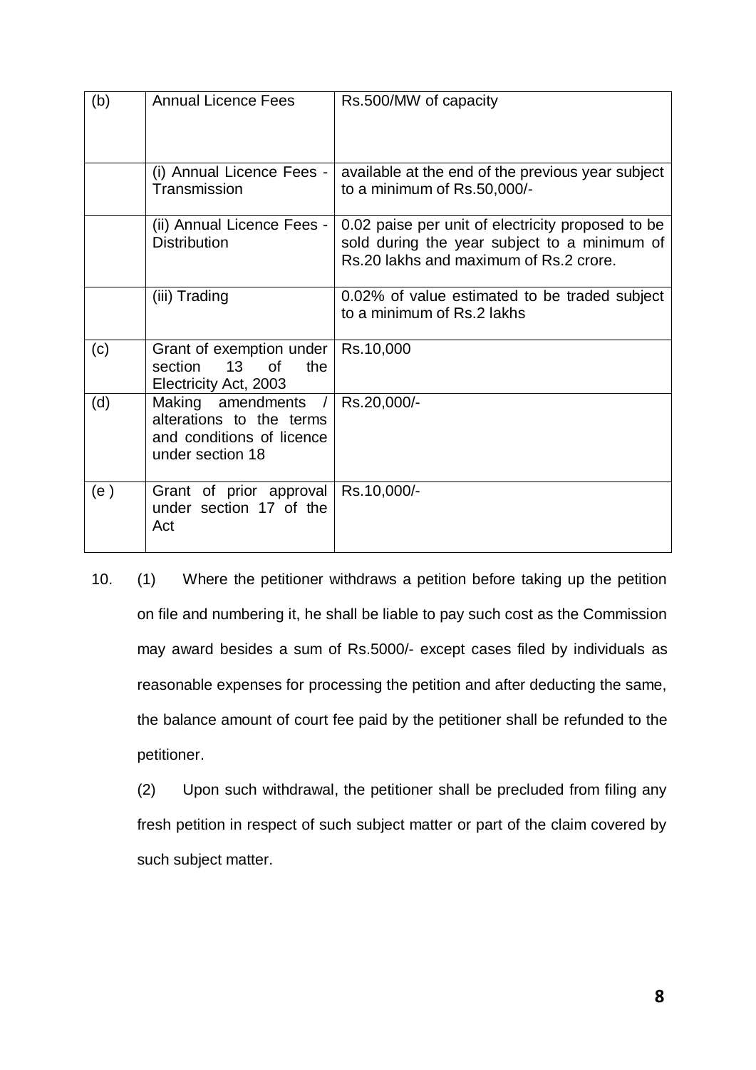| (b) | Annual Licence Fees | Rs.500/MW of capacity |
|---|---|---|
| | (i) Annual Licence Fees - Transmission | available at the end of the previous year subject to a minimum of Rs.50,000/- |
| | (ii) Annual Licence Fees - Distribution | 0.02 paise per unit of electricity proposed to be sold during the year subject to a minimum of Rs.20 lakhs and maximum of Rs.2 crore. |
| | (iii) Trading | 0.02% of value estimated to be traded subject to a minimum of Rs.2 lakhs |
| (c) | Grant of exemption under section 13 of the Electricity Act, 2003 | Rs.10,000 |
| (d) | Making amendments / alterations to the terms and conditions of licence under section 18 | Rs.20,000/- |
| (e ) | Grant of prior approval under section 17 of the Act | Rs.10,000/- |

10. (1) Where the petitioner withdraws a petition before taking up the petition on file and numbering it, he shall be liable to pay such cost as the Commission may award besides a sum of Rs.5000/- except cases filed by individuals as reasonable expenses for processing the petition and after deducting the same, the balance amount of court fee paid by the petitioner shall be refunded to the petitioner.

(2) Upon such withdrawal, the petitioner shall be precluded from filing any fresh petition in respect of such subject matter or part of the claim covered by such subject matter.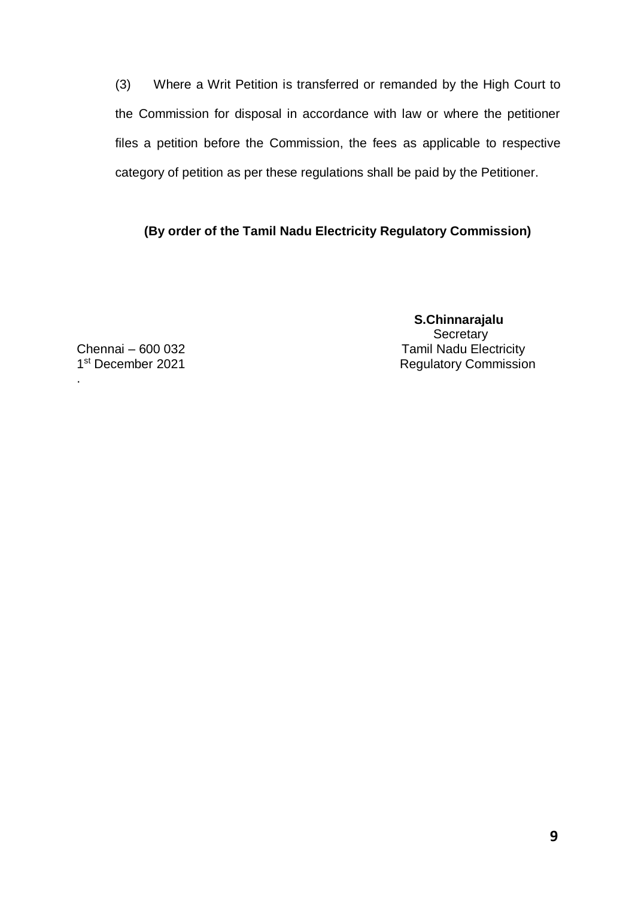(3) Where a Writ Petition is transferred or remanded by the High Court to the Commission for disposal in accordance with law or where the petitioner files a petition before the Commission, the fees as applicable to respective category of petition as per these regulations shall be paid by the Petitioner.

**(By order of the Tamil Nadu Electricity Regulatory Commission)**

**S.Chinnarajalu**
Secretary
Tamil Nadu Electricity
Regulatory Commission

Chennai – 600 032
1st December 2021